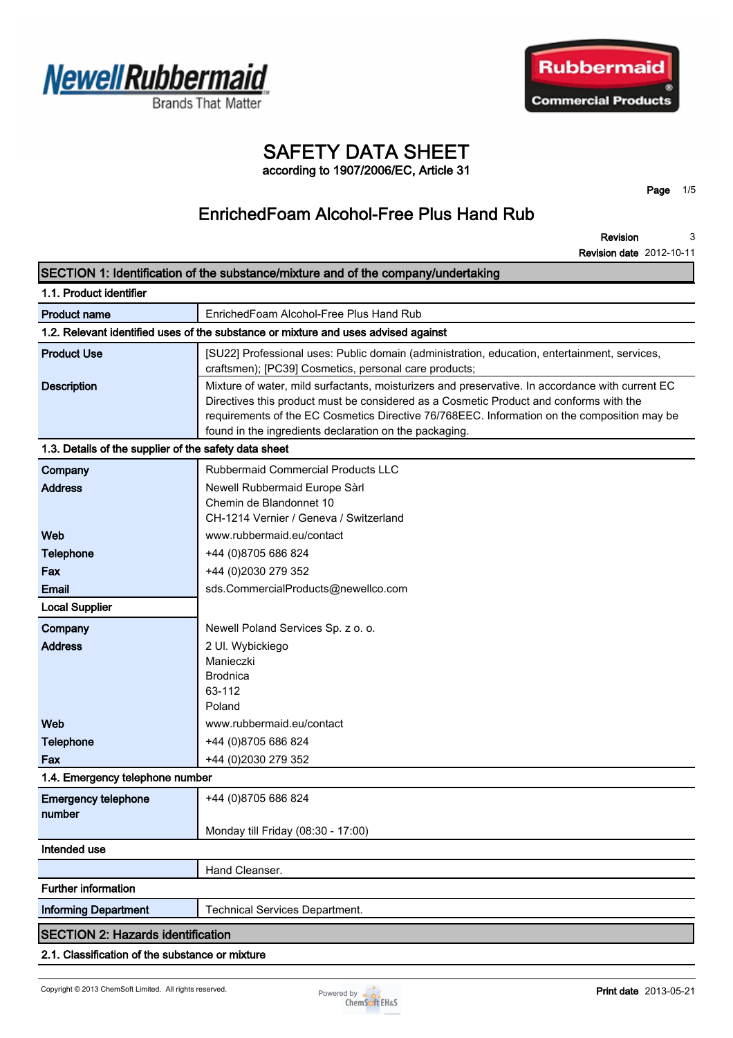# SAFETY DATA SHEET

according to 1907/2006/EC, Article 31

## EnrichedFoam Alcohol-Free Plus Hand Rub

**Revision** 3

**Revision date** 2012-10-11

## SECTION 1: Identification of the substance/mixture and of the company/undertaking

### 1.1. Product identifier

| | |
|---|---|
| **Product name** | EnrichedFoam Alcohol-Free Plus Hand Rub |

### 1.2. Relevant identified uses of the substance or mixture and uses advised against

| | |
|---|---|
| **Product Use** | [SU22] Professional uses: Public domain (administration, education, entertainment, services, craftsmen); [PC39] Cosmetics, personal care products; |
| **Description** | Mixture of water, mild surfactants, moisturizers and preservative. In accordance with current EC Directives this product must be considered as a Cosmetic Product and conforms with the requirements of the EC Cosmetics Directive 76/768EEC. Information on the composition may be found in the ingredients declaration on the packaging. |

### 1.3. Details of the supplier of the safety data sheet

| | |
|---|---|
| **Company** | Rubbermaid Commercial Products LLC |
| **Address** | Newell Rubbermaid Europe Sàrl<br>Chemin de Blandonnet 10<br>CH-1214 Vernier / Geneva / Switzerland |
| **Web** | www.rubbermaid.eu/contact |
| **Telephone** | +44 (0)8705 686 824 |
| **Fax** | +44 (0)2030 279 352 |
| **Email** | sds.CommercialProducts@newellco.com |
| **Local Supplier** | |
| **Company** | Newell Poland Services Sp. z o. o. |
| **Address** | 2 Ul. Wybickiego<br>Manieczki<br>Brodnica<br>63-112<br>Poland |
| **Web** | www.rubbermaid.eu/contact |
| **Telephone** | +44 (0)8705 686 824 |
| **Fax** | +44 (0)2030 279 352 |

### 1.4. Emergency telephone number

| | |
|---|---|
| **Emergency telephone number** | +44 (0)8705 686 824<br><br>Monday till Friday (08:30 - 17:00) |

### Intended use

| | |
|---|---|
| | Hand Cleanser. |

### Further information

| | |
|---|---|
| **Informing Department** | Technical Services Department. |

## SECTION 2: Hazards identification

### 2.1. Classification of the substance or mixture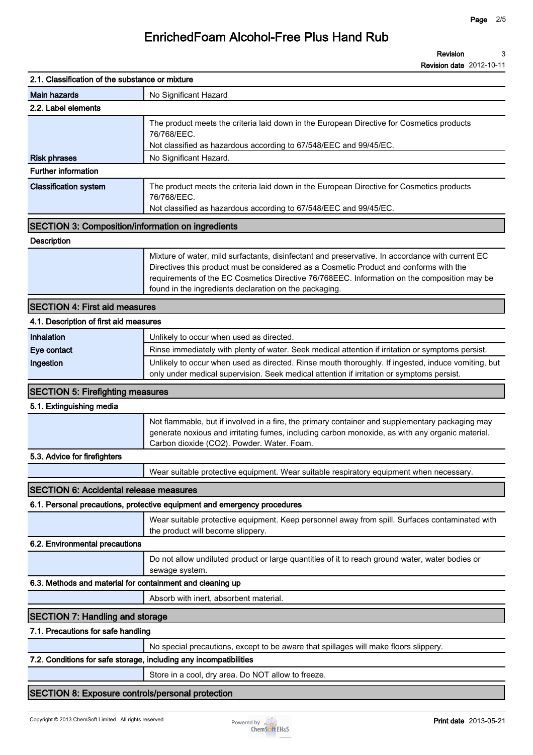### 2.1. Classification of the substance or mixture

| | |
|---|---|
| **Main hazards** | No Significant Hazard |

### 2.2. Label elements

| | |
|---|---|
| | The product meets the criteria laid down in the European Directive for Cosmetics products 76/768/EEC.<br>Not classified as hazardous according to 67/548/EEC and 99/45/EC. |
| **Risk phrases** | No Significant Hazard. |

### Further information

| | |
|---|---|
| **Classification system** | The product meets the criteria laid down in the European Directive for Cosmetics products 76/768/EEC.<br>Not classified as hazardous according to 67/548/EEC and 99/45/EC. |

## SECTION 3: Composition/information on ingredients

### Description

Mixture of water, mild surfactants, disinfectant and preservative. In accordance with current EC Directives this product must be considered as a Cosmetic Product and conforms with the requirements of the EC Cosmetics Directive 76/768EEC. Information on the composition may be found in the ingredients declaration on the packaging.

## SECTION 4: First aid measures

### 4.1. Description of first aid measures

| | |
|---|---|
| **Inhalation** | Unlikely to occur when used as directed. |
| **Eye contact** | Rinse immediately with plenty of water. Seek medical attention if irritation or symptoms persist. |
| **Ingestion** | Unlikely to occur when used as directed. Rinse mouth thoroughly. If ingested, induce vomiting, but only under medical supervision. Seek medical attention if irritation or symptoms persist. |

## SECTION 5: Firefighting measures

### 5.1. Extinguishing media

Not flammable, but if involved in a fire, the primary container and supplementary packaging may generate noxious and irritating fumes, including carbon monoxide, as with any organic material. Carbon dioxide ($CO_2$). Powder. Water. Foam.

### 5.3. Advice for firefighters

Wear suitable protective equipment. Wear suitable respiratory equipment when necessary.

## SECTION 6: Accidental release measures

### 6.1. Personal precautions, protective equipment and emergency procedures

Wear suitable protective equipment. Keep personnel away from spill. Surfaces contaminated with the product will become slippery.

### 6.2. Environmental precautions

Do not allow undiluted product or large quantities of it to reach ground water, water bodies or sewage system.

### 6.3. Methods and material for containment and cleaning up

Absorb with inert, absorbent material.

## SECTION 7: Handling and storage

### 7.1. Precautions for safe handling

No special precautions, except to be aware that spillages will make floors slippery.

### 7.2. Conditions for safe storage, including any incompatibilities

Store in a cool, dry area. Do NOT allow to freeze.

## SECTION 8: Exposure controls/personal protection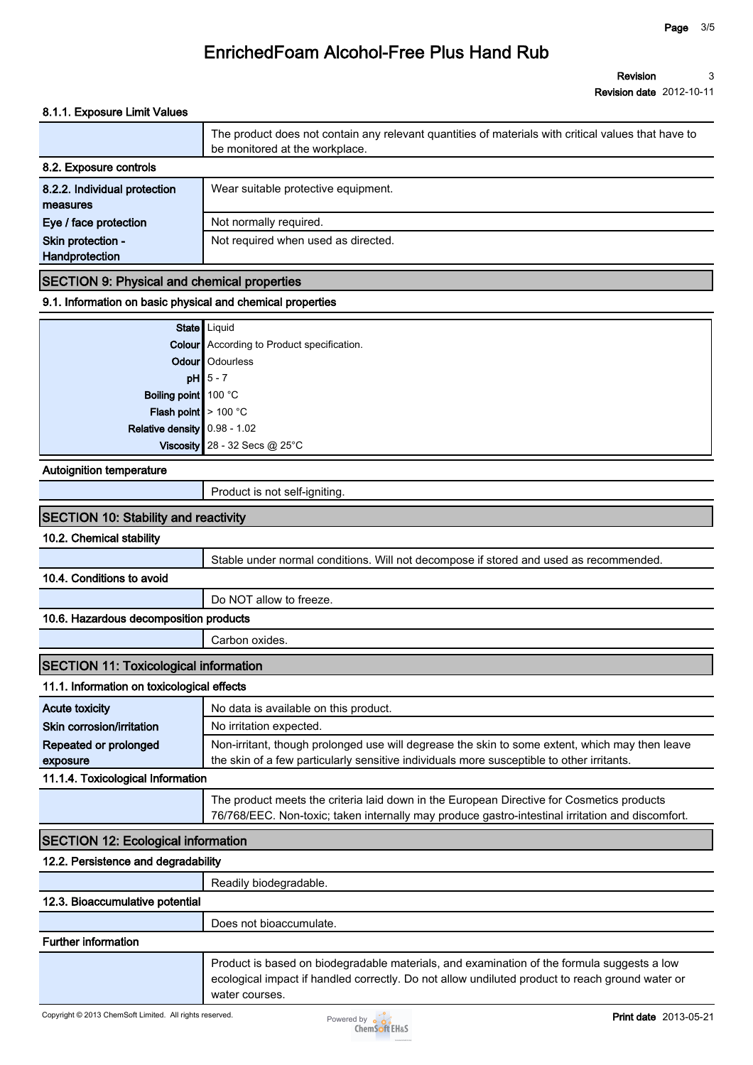#### 8.1.1. Exposure Limit Values

| | |
|---|---|
| | The product does not contain any relevant quantities of materials with critical values that have to be monitored at the workplace. |

#### 8.2. Exposure controls

| | |
|---|---|
| 8.2.2. Individual protection measures | Wear suitable protective equipment. |
| Eye / face protection | Not normally required. |
| Skin protection - Handprotection | Not required when used as directed. |

## SECTION 9: Physical and chemical properties

#### 9.1. Information on basic physical and chemical properties

| | |
|---|---|
| State | Liquid |
| Colour | According to Product specification. |
| Odour | Odourless |
| pH | 5 - 7 |
| Boiling point | 100 °C |
| Flash point | > 100 °C |
| Relative density | 0.98 - 1.02 |
| Viscosity | 28 - 32 Secs @ 25°C |

#### Autoignition temperature

| | |
|---|---|
| | Product is not self-igniting. |

## SECTION 10: Stability and reactivity

#### 10.2. Chemical stability

| | |
|---|---|
| | Stable under normal conditions. Will not decompose if stored and used as recommended. |

#### 10.4. Conditions to avoid

| | |
|---|---|
| | Do NOT allow to freeze. |

#### 10.6. Hazardous decomposition products

| | |
|---|---|
| | Carbon oxides. |

## SECTION 11: Toxicological information

#### 11.1. Information on toxicological effects

| | |
|---|---|
| Acute toxicity | No data is available on this product. |
| Skin corrosion/irritation | No irritation expected. |
| Repeated or prolonged exposure | Non-irritant, though prolonged use will degrease the skin to some extent, which may then leave the skin of a few particularly sensitive individuals more susceptible to other irritants. |

#### 11.1.4. Toxicological Information

| | |
|---|---|
| | The product meets the criteria laid down in the European Directive for Cosmetics products 76/768/EEC. Non-toxic; taken internally may produce gastro-intestinal irritation and discomfort. |

## SECTION 12: Ecological information

#### 12.2. Persistence and degradability

| | |
|---|---|
| | Readily biodegradable. |

#### 12.3. Bioaccumulative potential

| | |
|---|---|
| | Does not bioaccumulate. |

#### Further information

| | |
|---|---|
| | Product is based on biodegradable materials, and examination of the formula suggests a low ecological impact if handled correctly. Do not allow undiluted product to reach ground water or water courses. |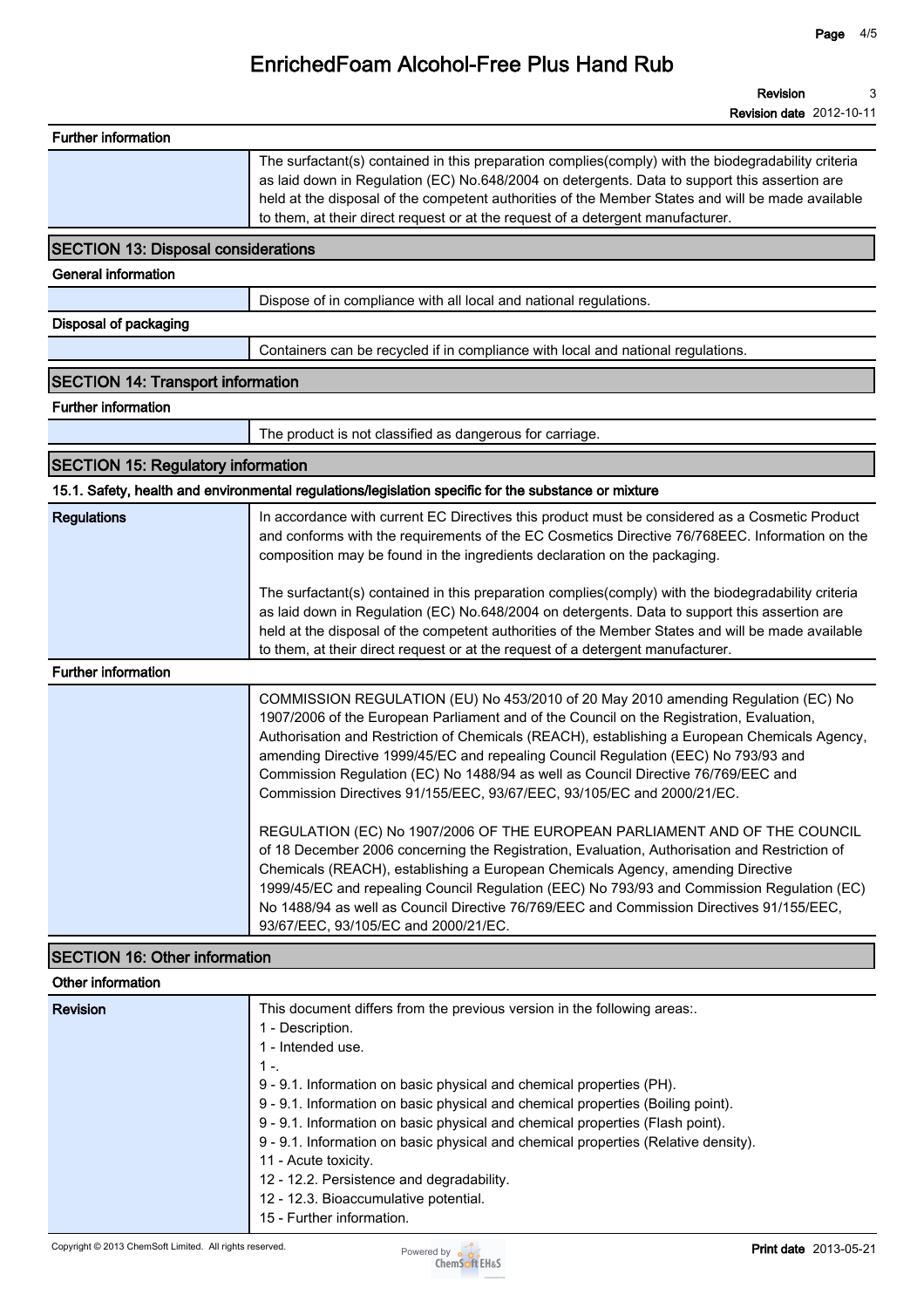**Further information**

The surfactant(s) contained in this preparation complies(comply) with the biodegradability criteria as laid down in Regulation (EC) No.648/2004 on detergents. Data to support this assertion are held at the disposal of the competent authorities of the Member States and will be made available to them, at their direct request or at the request of a detergent manufacturer.

## SECTION 13: Disposal considerations

**General information**

Dispose of in compliance with all local and national regulations.

**Disposal of packaging**

Containers can be recycled if in compliance with local and national regulations.

## SECTION 14: Transport information

**Further information**

The product is not classified as dangerous for carriage.

## SECTION 15: Regulatory information

**15.1. Safety, health and environmental regulations/legislation specific for the substance or mixture**

| | |
|---|---|
| **Regulations** | In accordance with current EC Directives this product must be considered as a Cosmetic Product and conforms with the requirements of the EC Cosmetics Directive 76/768EEC. Information on the composition may be found in the ingredients declaration on the packaging.<br><br>The surfactant(s) contained in this preparation complies(comply) with the biodegradability criteria as laid down in Regulation (EC) No.648/2004 on detergents. Data to support this assertion are held at the disposal of the competent authorities of the Member States and will be made available to them, at their direct request or at the request of a detergent manufacturer. |

**Further information**

COMMISSION REGULATION (EU) No 453/2010 of 20 May 2010 amending Regulation (EC) No 1907/2006 of the European Parliament and of the Council on the Registration, Evaluation, Authorisation and Restriction of Chemicals (REACH), establishing a European Chemicals Agency, amending Directive 1999/45/EC and repealing Council Regulation (EEC) No 793/93 and Commission Regulation (EC) No 1488/94 as well as Council Directive 76/769/EEC and Commission Directives 91/155/EEC, 93/67/EEC, 93/105/EC and 2000/21/EC.

REGULATION (EC) No 1907/2006 OF THE EUROPEAN PARLIAMENT AND OF THE COUNCIL of 18 December 2006 concerning the Registration, Evaluation, Authorisation and Restriction of Chemicals (REACH), establishing a European Chemicals Agency, amending Directive 1999/45/EC and repealing Council Regulation (EEC) No 793/93 and Commission Regulation (EC) No 1488/94 as well as Council Directive 76/769/EEC and Commission Directives 91/155/EEC, 93/67/EEC, 93/105/EC and 2000/21/EC.

## SECTION 16: Other information

**Other information**

| | |
|---|---|
| **Revision** | This document differs from the previous version in the following areas:.<br>1 - Description.<br>1 - Intended use.<br>1 -.<br>9 - 9.1. Information on basic physical and chemical properties (PH).<br>9 - 9.1. Information on basic physical and chemical properties (Boiling point).<br>9 - 9.1. Information on basic physical and chemical properties (Flash point).<br>9 - 9.1. Information on basic physical and chemical properties (Relative density).<br>11 - Acute toxicity.<br>12 - 12.2. Persistence and degradability.<br>12 - 12.3. Bioaccumulative potential.<br>15 - Further information. |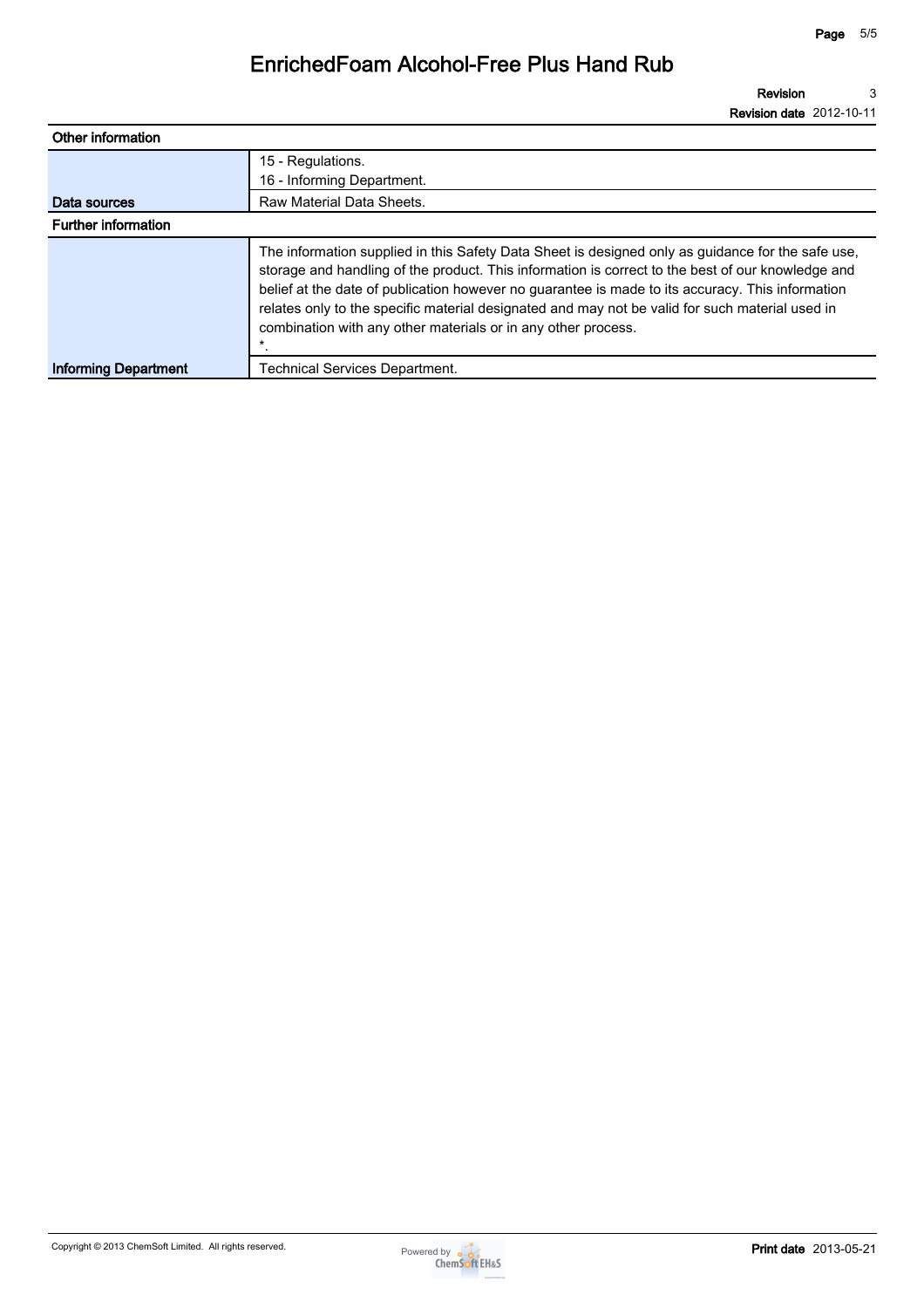| Other information | |
|---|---|
| | 15 - Regulations.<br>16 - Informing Department. |
| Data sources | Raw Material Data Sheets. |

| Further information | |
|---|---|
| | The information supplied in this Safety Data Sheet is designed only as guidance for the safe use, storage and handling of the product. This information is correct to the best of our knowledge and belief at the date of publication however no guarantee is made to its accuracy. This information relates only to the specific material designated and may not be valid for such material used in combination with any other materials or in any other process.<br>*. |
| Informing Department | Technical Services Department. |